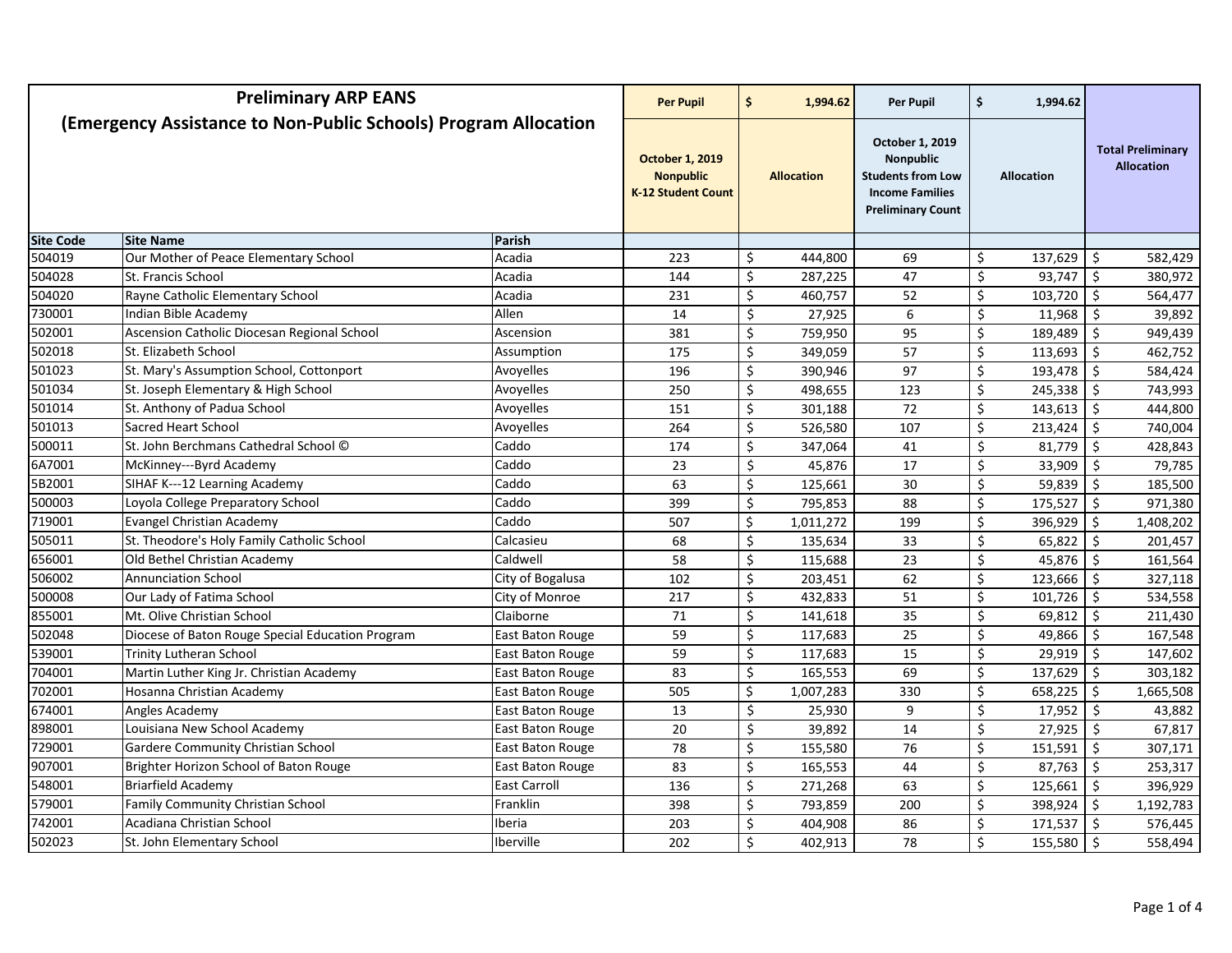# Preliminary ARP EANS

## (Emergency Assistance to Non-Public Schools) Program Allocation

| Site Code | Site Name | Parish | October 1, 2019 Nonpublic K-12 Student Count (Per Pupil $ 1,994.62) | Allocation | October 1, 2019 Nonpublic Students from Low Income Families Preliminary Count (Per Pupil $ 1,994.62) | Allocation | Total Preliminary Allocation |
|---|---|---|---|---|---|---|---|
| 504019 | Our Mother of Peace Elementary School | Acadia | 223 | $ 444,800 | 69 | $ 137,629 | $ 582,429 |
| 504028 | St. Francis School | Acadia | 144 | $ 287,225 | 47 | $ 93,747 | $ 380,972 |
| 504020 | Rayne Catholic Elementary School | Acadia | 231 | $ 460,757 | 52 | $ 103,720 | $ 564,477 |
| 730001 | Indian Bible Academy | Allen | 14 | $ 27,925 | 6 | $ 11,968 | $ 39,892 |
| 502001 | Ascension Catholic Diocesan Regional School | Ascension | 381 | $ 759,950 | 95 | $ 189,489 | $ 949,439 |
| 502018 | St. Elizabeth School | Assumption | 175 | $ 349,059 | 57 | $ 113,693 | $ 462,752 |
| 501023 | St. Mary's Assumption School, Cottonport | Avoyelles | 196 | $ 390,946 | 97 | $ 193,478 | $ 584,424 |
| 501034 | St. Joseph Elementary & High School | Avoyelles | 250 | $ 498,655 | 123 | $ 245,338 | $ 743,993 |
| 501014 | St. Anthony of Padua School | Avoyelles | 151 | $ 301,188 | 72 | $ 143,613 | $ 444,800 |
| 501013 | Sacred Heart School | Avoyelles | 264 | $ 526,580 | 107 | $ 213,424 | $ 740,004 |
| 500011 | St. John Berchmans Cathedral School © | Caddo | 174 | $ 347,064 | 41 | $ 81,779 | $ 428,843 |
| 6A7001 | McKinney---Byrd Academy | Caddo | 23 | $ 45,876 | 17 | $ 33,909 | $ 79,785 |
| 5B2001 | SIHAF K---12 Learning Academy | Caddo | 63 | $ 125,661 | 30 | $ 59,839 | $ 185,500 |
| 500003 | Loyola College Preparatory School | Caddo | 399 | $ 795,853 | 88 | $ 175,527 | $ 971,380 |
| 719001 | Evangel Christian Academy | Caddo | 507 | $ 1,011,272 | 199 | $ 396,929 | $ 1,408,202 |
| 505011 | St. Theodore's Holy Family Catholic School | Calcasieu | 68 | $ 135,634 | 33 | $ 65,822 | $ 201,457 |
| 656001 | Old Bethel Christian Academy | Caldwell | 58 | $ 115,688 | 23 | $ 45,876 | $ 161,564 |
| 506002 | Annunciation School | City of Bogalusa | 102 | $ 203,451 | 62 | $ 123,666 | $ 327,118 |
| 500008 | Our Lady of Fatima School | City of Monroe | 217 | $ 432,833 | 51 | $ 101,726 | $ 534,558 |
| 855001 | Mt. Olive Christian School | Claiborne | 71 | $ 141,618 | 35 | $ 69,812 | $ 211,430 |
| 502048 | Diocese of Baton Rouge Special Education Program | East Baton Rouge | 59 | $ 117,683 | 25 | $ 49,866 | $ 167,548 |
| 539001 | Trinity Lutheran School | East Baton Rouge | 59 | $ 117,683 | 15 | $ 29,919 | $ 147,602 |
| 704001 | Martin Luther King Jr. Christian Academy | East Baton Rouge | 83 | $ 165,553 | 69 | $ 137,629 | $ 303,182 |
| 702001 | Hosanna Christian Academy | East Baton Rouge | 505 | $ 1,007,283 | 330 | $ 658,225 | $ 1,665,508 |
| 674001 | Angles Academy | East Baton Rouge | 13 | $ 25,930 | 9 | $ 17,952 | $ 43,882 |
| 898001 | Louisiana New School Academy | East Baton Rouge | 20 | $ 39,892 | 14 | $ 27,925 | $ 67,817 |
| 729001 | Gardere Community Christian School | East Baton Rouge | 78 | $ 155,580 | 76 | $ 151,591 | $ 307,171 |
| 907001 | Brighter Horizon School of Baton Rouge | East Baton Rouge | 83 | $ 165,553 | 44 | $ 87,763 | $ 253,317 |
| 548001 | Briarfield Academy | East Carroll | 136 | $ 271,268 | 63 | $ 125,661 | $ 396,929 |
| 579001 | Family Community Christian School | Franklin | 398 | $ 793,859 | 200 | $ 398,924 | $ 1,192,783 |
| 742001 | Acadiana Christian School | Iberia | 203 | $ 404,908 | 86 | $ 171,537 | $ 576,445 |
| 502023 | St. John Elementary School | Iberville | 202 | $ 402,913 | 78 | $ 155,580 | $ 558,494 |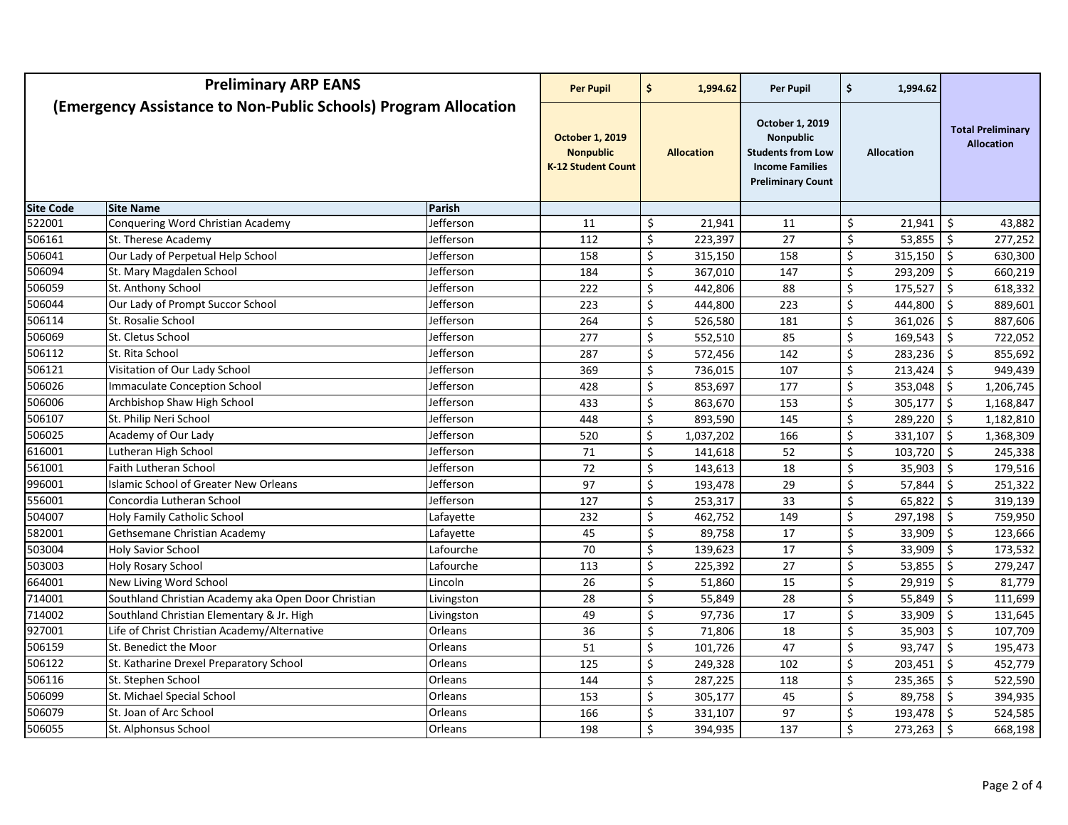# Preliminary ARP EANS (Emergency Assistance to Non-Public Schools) Program Allocation

| Site Code | Site Name | Parish | October 1, 2019 Nonpublic K-12 Student Count (Per Pupil $ 1,994.62) | Allocation | October 1, 2019 Nonpublic Students from Low Income Families Preliminary Count (Per Pupil $ 1,994.62) | Allocation | Total Preliminary Allocation |
|---|---|---|---|---|---|---|---|
| 522001 | Conquering Word Christian Academy | Jefferson | 11 | $ 21,941 | 11 | $ 21,941 | $ 43,882 |
| 506161 | St. Therese Academy | Jefferson | 112 | $ 223,397 | 27 | $ 53,855 | $ 277,252 |
| 506041 | Our Lady of Perpetual Help School | Jefferson | 158 | $ 315,150 | 158 | $ 315,150 | $ 630,300 |
| 506094 | St. Mary Magdalen School | Jefferson | 184 | $ 367,010 | 147 | $ 293,209 | $ 660,219 |
| 506059 | St. Anthony School | Jefferson | 222 | $ 442,806 | 88 | $ 175,527 | $ 618,332 |
| 506044 | Our Lady of Prompt Succor School | Jefferson | 223 | $ 444,800 | 223 | $ 444,800 | $ 889,601 |
| 506114 | St. Rosalie School | Jefferson | 264 | $ 526,580 | 181 | $ 361,026 | $ 887,606 |
| 506069 | St. Cletus School | Jefferson | 277 | $ 552,510 | 85 | $ 169,543 | $ 722,052 |
| 506112 | St. Rita School | Jefferson | 287 | $ 572,456 | 142 | $ 283,236 | $ 855,692 |
| 506121 | Visitation of Our Lady School | Jefferson | 369 | $ 736,015 | 107 | $ 213,424 | $ 949,439 |
| 506026 | Immaculate Conception School | Jefferson | 428 | $ 853,697 | 177 | $ 353,048 | $ 1,206,745 |
| 506006 | Archbishop Shaw High School | Jefferson | 433 | $ 863,670 | 153 | $ 305,177 | $ 1,168,847 |
| 506107 | St. Philip Neri School | Jefferson | 448 | $ 893,590 | 145 | $ 289,220 | $ 1,182,810 |
| 506025 | Academy of Our Lady | Jefferson | 520 | $ 1,037,202 | 166 | $ 331,107 | $ 1,368,309 |
| 616001 | Lutheran High School | Jefferson | 71 | $ 141,618 | 52 | $ 103,720 | $ 245,338 |
| 561001 | Faith Lutheran School | Jefferson | 72 | $ 143,613 | 18 | $ 35,903 | $ 179,516 |
| 996001 | Islamic School of Greater New Orleans | Jefferson | 97 | $ 193,478 | 29 | $ 57,844 | $ 251,322 |
| 556001 | Concordia Lutheran School | Jefferson | 127 | $ 253,317 | 33 | $ 65,822 | $ 319,139 |
| 504007 | Holy Family Catholic School | Lafayette | 232 | $ 462,752 | 149 | $ 297,198 | $ 759,950 |
| 582001 | Gethsemane Christian Academy | Lafayette | 45 | $ 89,758 | 17 | $ 33,909 | $ 123,666 |
| 503004 | Holy Savior School | Lafourche | 70 | $ 139,623 | 17 | $ 33,909 | $ 173,532 |
| 503003 | Holy Rosary School | Lafourche | 113 | $ 225,392 | 27 | $ 53,855 | $ 279,247 |
| 664001 | New Living Word School | Lincoln | 26 | $ 51,860 | 15 | $ 29,919 | $ 81,779 |
| 714001 | Southland Christian Academy aka Open Door Christian | Livingston | 28 | $ 55,849 | 28 | $ 55,849 | $ 111,699 |
| 714002 | Southland Christian Elementary & Jr. High | Livingston | 49 | $ 97,736 | 17 | $ 33,909 | $ 131,645 |
| 927001 | Life of Christ Christian Academy/Alternative | Orleans | 36 | $ 71,806 | 18 | $ 35,903 | $ 107,709 |
| 506159 | St. Benedict the Moor | Orleans | 51 | $ 101,726 | 47 | $ 93,747 | $ 195,473 |
| 506122 | St. Katharine Drexel Preparatory School | Orleans | 125 | $ 249,328 | 102 | $ 203,451 | $ 452,779 |
| 506116 | St. Stephen School | Orleans | 144 | $ 287,225 | 118 | $ 235,365 | $ 522,590 |
| 506099 | St. Michael Special School | Orleans | 153 | $ 305,177 | 45 | $ 89,758 | $ 394,935 |
| 506079 | St. Joan of Arc School | Orleans | 166 | $ 331,107 | 97 | $ 193,478 | $ 524,585 |
| 506055 | St. Alphonsus School | Orleans | 198 | $ 394,935 | 137 | $ 273,263 | $ 668,198 |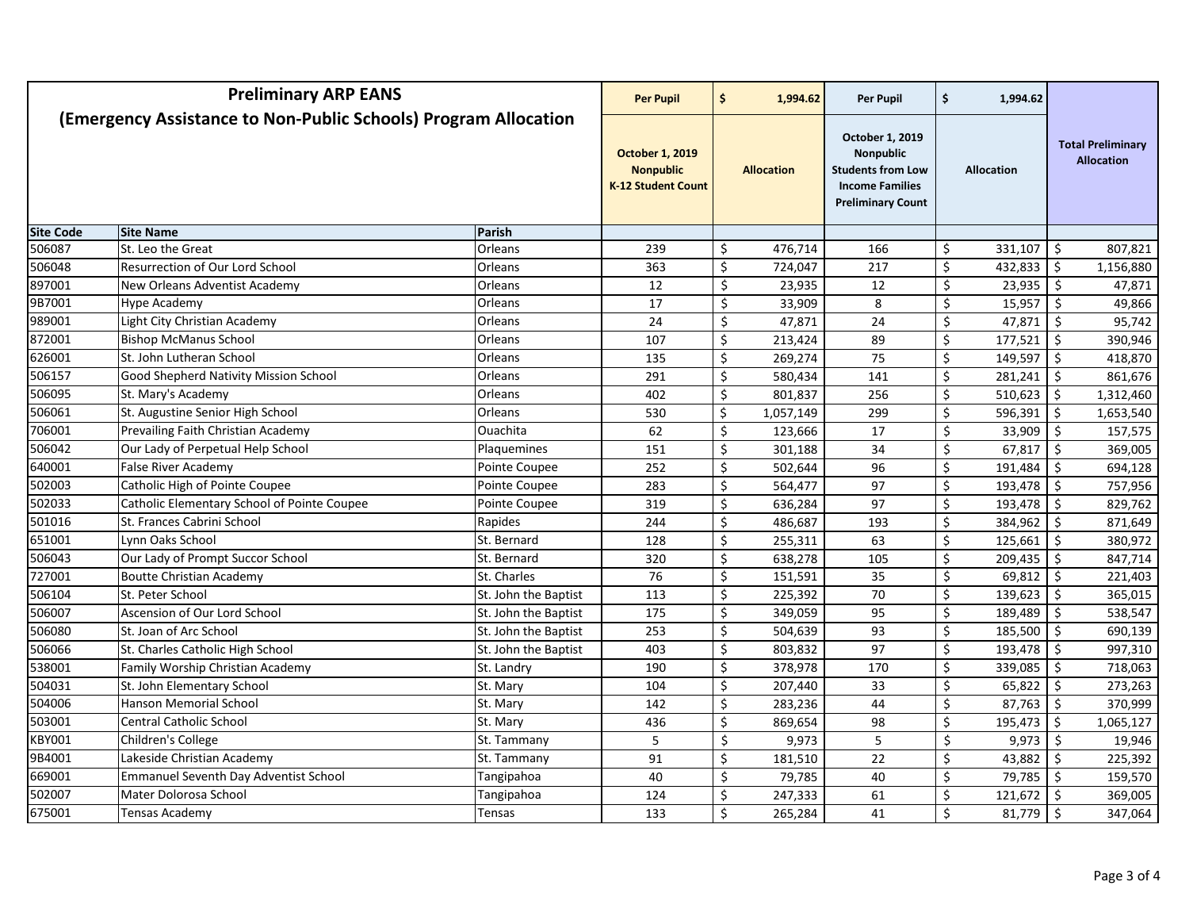| **Preliminary ARP EANS (Emergency Assistance to Non-Public Schools) Program Allocation** | | | **Per Pupil** | **$ 1,994.62** | **Per Pupil** | **$ 1,994.62** | |
|---|---|---|---|---|---|---|---|
| | | | **October 1, 2019 Nonpublic K-12 Student Count** | **Allocation** | **October 1, 2019 Nonpublic Students from Low Income Families Preliminary Count** | **Allocation** | **Total Preliminary Allocation** |
| **Site Code** | **Site Name** | **Parish** | | | | | |
| 506087 | St. Leo the Great | Orleans | 239 | $ 476,714 | 166 | $ 331,107 | $ 807,821 |
| 506048 | Resurrection of Our Lord School | Orleans | 363 | $ 724,047 | 217 | $ 432,833 | $ 1,156,880 |
| 897001 | New Orleans Adventist Academy | Orleans | 12 | $ 23,935 | 12 | $ 23,935 | $ 47,871 |
| 9B7001 | Hype Academy | Orleans | 17 | $ 33,909 | 8 | $ 15,957 | $ 49,866 |
| 989001 | Light City Christian Academy | Orleans | 24 | $ 47,871 | 24 | $ 47,871 | $ 95,742 |
| 872001 | Bishop McManus School | Orleans | 107 | $ 213,424 | 89 | $ 177,521 | $ 390,946 |
| 626001 | St. John Lutheran School | Orleans | 135 | $ 269,274 | 75 | $ 149,597 | $ 418,870 |
| 506157 | Good Shepherd Nativity Mission School | Orleans | 291 | $ 580,434 | 141 | $ 281,241 | $ 861,676 |
| 506095 | St. Mary's Academy | Orleans | 402 | $ 801,837 | 256 | $ 510,623 | $ 1,312,460 |
| 506061 | St. Augustine Senior High School | Orleans | 530 | $ 1,057,149 | 299 | $ 596,391 | $ 1,653,540 |
| 706001 | Prevailing Faith Christian Academy | Ouachita | 62 | $ 123,666 | 17 | $ 33,909 | $ 157,575 |
| 506042 | Our Lady of Perpetual Help School | Plaquemines | 151 | $ 301,188 | 34 | $ 67,817 | $ 369,005 |
| 640001 | False River Academy | Pointe Coupee | 252 | $ 502,644 | 96 | $ 191,484 | $ 694,128 |
| 502003 | Catholic High of Pointe Coupee | Pointe Coupee | 283 | $ 564,477 | 97 | $ 193,478 | $ 757,956 |
| 502033 | Catholic Elementary School of Pointe Coupee | Pointe Coupee | 319 | $ 636,284 | 97 | $ 193,478 | $ 829,762 |
| 501016 | St. Frances Cabrini School | Rapides | 244 | $ 486,687 | 193 | $ 384,962 | $ 871,649 |
| 651001 | Lynn Oaks School | St. Bernard | 128 | $ 255,311 | 63 | $ 125,661 | $ 380,972 |
| 506043 | Our Lady of Prompt Succor School | St. Bernard | 320 | $ 638,278 | 105 | $ 209,435 | $ 847,714 |
| 727001 | Boutte Christian Academy | St. Charles | 76 | $ 151,591 | 35 | $ 69,812 | $ 221,403 |
| 506104 | St. Peter School | St. John the Baptist | 113 | $ 225,392 | 70 | $ 139,623 | $ 365,015 |
| 506007 | Ascension of Our Lord School | St. John the Baptist | 175 | $ 349,059 | 95 | $ 189,489 | $ 538,547 |
| 506080 | St. Joan of Arc School | St. John the Baptist | 253 | $ 504,639 | 93 | $ 185,500 | $ 690,139 |
| 506066 | St. Charles Catholic High School | St. John the Baptist | 403 | $ 803,832 | 97 | $ 193,478 | $ 997,310 |
| 538001 | Family Worship Christian Academy | St. Landry | 190 | $ 378,978 | 170 | $ 339,085 | $ 718,063 |
| 504031 | St. John Elementary School | St. Mary | 104 | $ 207,440 | 33 | $ 65,822 | $ 273,263 |
| 504006 | Hanson Memorial School | St. Mary | 142 | $ 283,236 | 44 | $ 87,763 | $ 370,999 |
| 503001 | Central Catholic School | St. Mary | 436 | $ 869,654 | 98 | $ 195,473 | $ 1,065,127 |
| KBY001 | Children's College | St. Tammany | 5 | $ 9,973 | 5 | $ 9,973 | $ 19,946 |
| 9B4001 | Lakeside Christian Academy | St. Tammany | 91 | $ 181,510 | 22 | $ 43,882 | $ 225,392 |
| 669001 | Emmanuel Seventh Day Adventist School | Tangipahoa | 40 | $ 79,785 | 40 | $ 79,785 | $ 159,570 |
| 502007 | Mater Dolorosa School | Tangipahoa | 124 | $ 247,333 | 61 | $ 121,672 | $ 369,005 |
| 675001 | Tensas Academy | Tensas | 133 | $ 265,284 | 41 | $ 81,779 | $ 347,064 |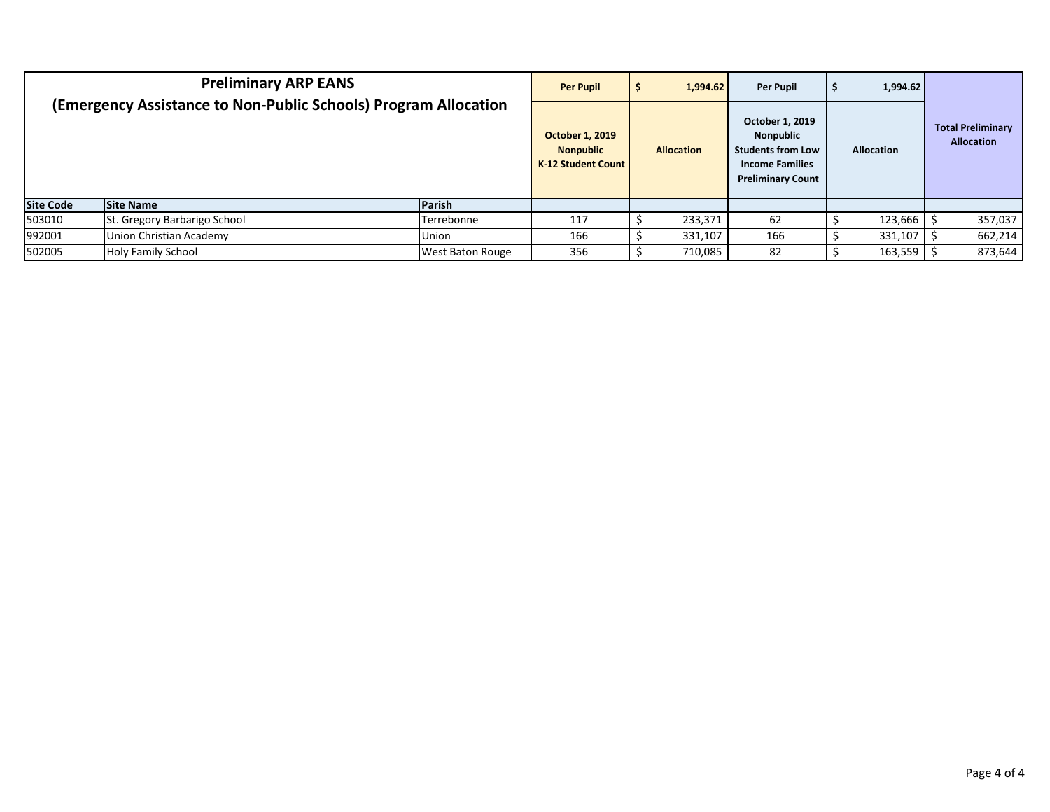| Preliminary ARP EANS (Emergency Assistance to Non-Public Schools) Program Allocation | | | Per Pupil | $ 1,994.62 | Per Pupil | $ 1,994.62 | |
|---|---|---|---|---|---|---|---|
| | | | October 1, 2019 Nonpublic K-12 Student Count | Allocation | October 1, 2019 Nonpublic Students from Low Income Families Preliminary Count | Allocation | Total Preliminary Allocation |
| **Site Code** | **Site Name** | **Parish** | | | | | |
| 503010 | St. Gregory Barbarigo School | Terrebonne | 117 | $ 233,371 | 62 | $ 123,666 | $ 357,037 |
| 992001 | Union Christian Academy | Union | 166 | $ 331,107 | 166 | $ 331,107 | $ 662,214 |
| 502005 | Holy Family School | West Baton Rouge | 356 | $ 710,085 | 82 | $ 163,559 | $ 873,644 |